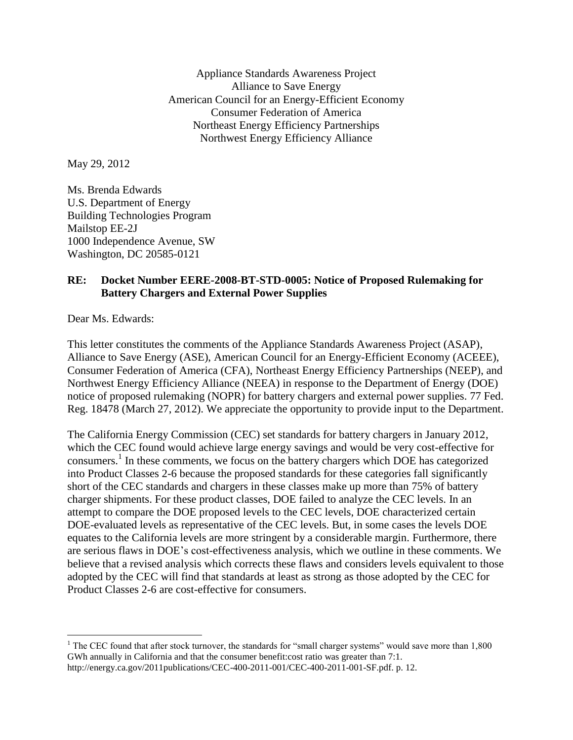Appliance Standards Awareness Project
Alliance to Save Energy
American Council for an Energy-Efficient Economy
Consumer Federation of America
Northeast Energy Efficiency Partnerships
Northwest Energy Efficiency Alliance

May 29, 2012

Ms. Brenda Edwards
U.S. Department of Energy
Building Technologies Program
Mailstop EE-2J
1000 Independence Avenue, SW
Washington, DC 20585-0121

**RE: Docket Number EERE-2008-BT-STD-0005: Notice of Proposed Rulemaking for Battery Chargers and External Power Supplies**

Dear Ms. Edwards:

This letter constitutes the comments of the Appliance Standards Awareness Project (ASAP), Alliance to Save Energy (ASE), American Council for an Energy-Efficient Economy (ACEEE), Consumer Federation of America (CFA), Northeast Energy Efficiency Partnerships (NEEP), and Northwest Energy Efficiency Alliance (NEEA) in response to the Department of Energy (DOE) notice of proposed rulemaking (NOPR) for battery chargers and external power supplies. 77 Fed. Reg. 18478 (March 27, 2012). We appreciate the opportunity to provide input to the Department.

The California Energy Commission (CEC) set standards for battery chargers in January 2012, which the CEC found would achieve large energy savings and would be very cost-effective for consumers.[1] In these comments, we focus on the battery chargers which DOE has categorized into Product Classes 2-6 because the proposed standards for these categories fall significantly short of the CEC standards and chargers in these classes make up more than 75% of battery charger shipments. For these product classes, DOE failed to analyze the CEC levels. In an attempt to compare the DOE proposed levels to the CEC levels, DOE characterized certain DOE-evaluated levels as representative of the CEC levels. But, in some cases the levels DOE equates to the California levels are more stringent by a considerable margin. Furthermore, there are serious flaws in DOE's cost-effectiveness analysis, which we outline in these comments. We believe that a revised analysis which corrects these flaws and considers levels equivalent to those adopted by the CEC will find that standards at least as strong as those adopted by the CEC for Product Classes 2-6 are cost-effective for consumers.

[1] The CEC found that after stock turnover, the standards for "small charger systems" would save more than 1,800 GWh annually in California and that the consumer benefit:cost ratio was greater than 7:1. http://energy.ca.gov/2011publications/CEC-400-2011-001/CEC-400-2011-001-SF.pdf. p. 12.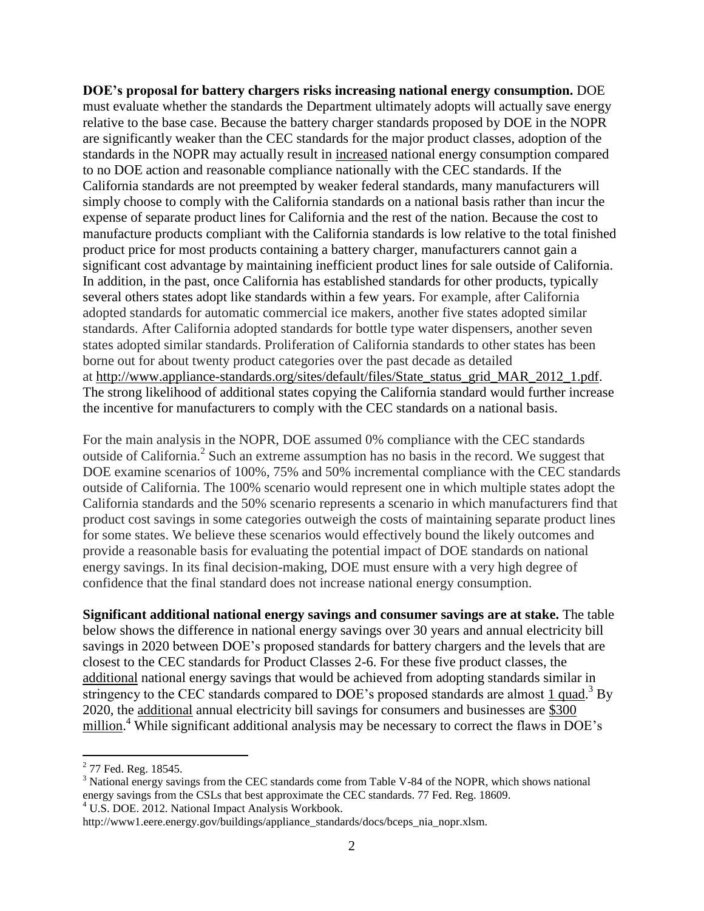**DOE's proposal for battery chargers risks increasing national energy consumption.** DOE must evaluate whether the standards the Department ultimately adopts will actually save energy relative to the base case. Because the battery charger standards proposed by DOE in the NOPR are significantly weaker than the CEC standards for the major product classes, adoption of the standards in the NOPR may actually result in increased national energy consumption compared to no DOE action and reasonable compliance nationally with the CEC standards. If the California standards are not preempted by weaker federal standards, many manufacturers will simply choose to comply with the California standards on a national basis rather than incur the expense of separate product lines for California and the rest of the nation. Because the cost to manufacture products compliant with the California standards is low relative to the total finished product price for most products containing a battery charger, manufacturers cannot gain a significant cost advantage by maintaining inefficient product lines for sale outside of California. In addition, in the past, once California has established standards for other products, typically several others states adopt like standards within a few years. For example, after California adopted standards for automatic commercial ice makers, another five states adopted similar standards. After California adopted standards for bottle type water dispensers, another seven states adopted similar standards. Proliferation of California standards to other states has been borne out for about twenty product categories over the past decade as detailed at http://www.appliance-standards.org/sites/default/files/State_status_grid_MAR_2012_1.pdf. The strong likelihood of additional states copying the California standard would further increase the incentive for manufacturers to comply with the CEC standards on a national basis.

For the main analysis in the NOPR, DOE assumed 0% compliance with the CEC standards outside of California.[2] Such an extreme assumption has no basis in the record. We suggest that DOE examine scenarios of 100%, 75% and 50% incremental compliance with the CEC standards outside of California. The 100% scenario would represent one in which multiple states adopt the California standards and the 50% scenario represents a scenario in which manufacturers find that product cost savings in some categories outweigh the costs of maintaining separate product lines for some states. We believe these scenarios would effectively bound the likely outcomes and provide a reasonable basis for evaluating the potential impact of DOE standards on national energy savings. In its final decision-making, DOE must ensure with a very high degree of confidence that the final standard does not increase national energy consumption.

**Significant additional national energy savings and consumer savings are at stake.** The table below shows the difference in national energy savings over 30 years and annual electricity bill savings in 2020 between DOE's proposed standards for battery chargers and the levels that are closest to the CEC standards for Product Classes 2-6. For these five product classes, the additional national energy savings that would be achieved from adopting standards similar in stringency to the CEC standards compared to DOE's proposed standards are almost 1 quad.[3] By 2020, the additional annual electricity bill savings for consumers and businesses are $300 million.[4] While significant additional analysis may be necessary to correct the flaws in DOE's

---

[2] 77 Fed. Reg. 18545.

[3] National energy savings from the CEC standards come from Table V-84 of the NOPR, which shows national energy savings from the CSLs that best approximate the CEC standards. 77 Fed. Reg. 18609.

[4] U.S. DOE. 2012. National Impact Analysis Workbook. http://www1.eere.energy.gov/buildings/appliance_standards/docs/bceps_nia_nopr.xlsm.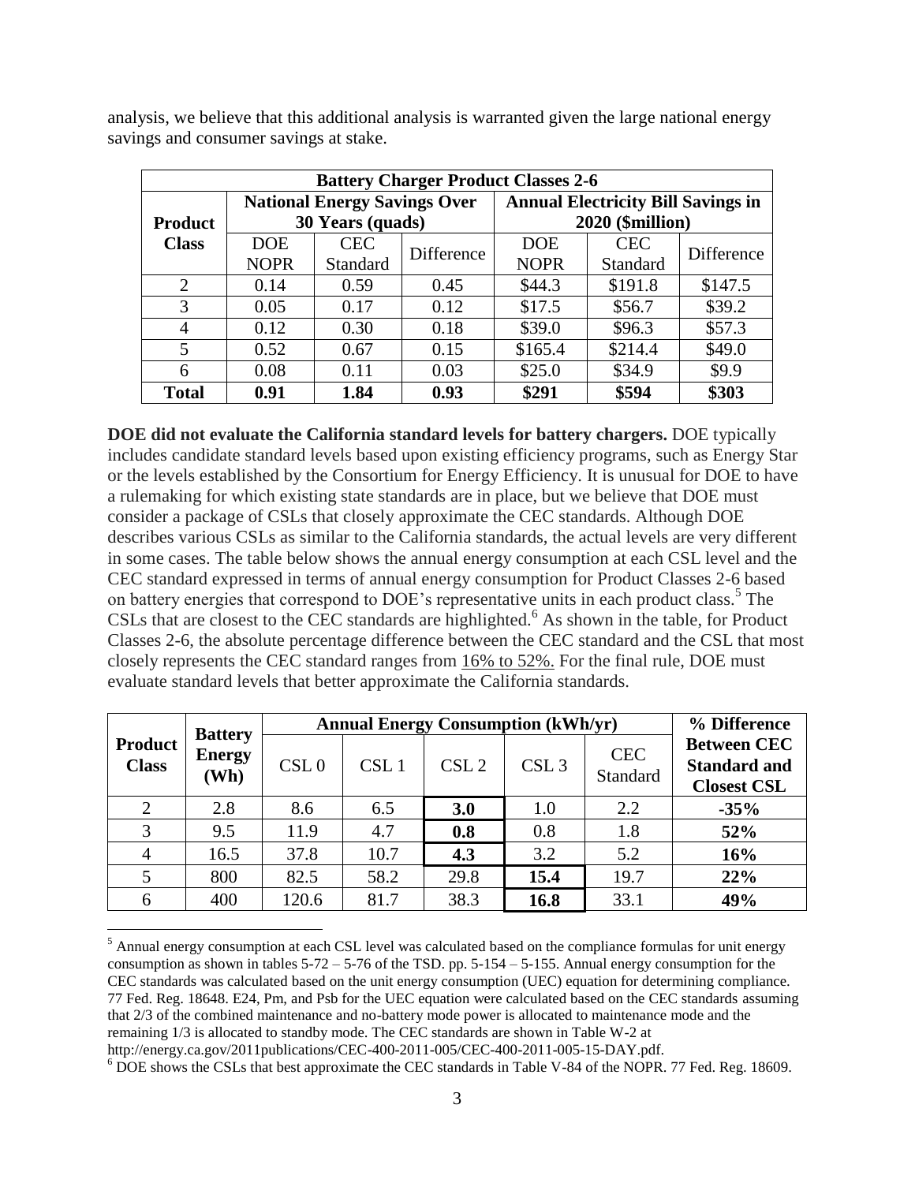analysis, we believe that this additional analysis is warranted given the large national energy savings and consumer savings at stake.

| Battery Charger Product Classes 2-6 | | | | | | |
|---|---|---|---|---|---|---|
| Product Class | National Energy Savings Over 30 Years (quads) | | | Annual Electricity Bill Savings in 2020 ($million) | | |
| | DOE NOPR | CEC Standard | Difference | DOE NOPR | CEC Standard | Difference |
| 2 | 0.14 | 0.59 | 0.45 | $44.3 | $191.8 | $147.5 |
| 3 | 0.05 | 0.17 | 0.12 | $17.5 | $56.7 | $39.2 |
| 4 | 0.12 | 0.30 | 0.18 | $39.0 | $96.3 | $57.3 |
| 5 | 0.52 | 0.67 | 0.15 | $165.4 | $214.4 | $49.0 |
| 6 | 0.08 | 0.11 | 0.03 | $25.0 | $34.9 | $9.9 |
| **Total** | **0.91** | **1.84** | **0.93** | **$291** | **$594** | **$303** |

**DOE did not evaluate the California standard levels for battery chargers.** DOE typically includes candidate standard levels based upon existing efficiency programs, such as Energy Star or the levels established by the Consortium for Energy Efficiency. It is unusual for DOE to have a rulemaking for which existing state standards are in place, but we believe that DOE must consider a package of CSLs that closely approximate the CEC standards. Although DOE describes various CSLs as similar to the California standards, the actual levels are very different in some cases. The table below shows the annual energy consumption at each CSL level and the CEC standard expressed in terms of annual energy consumption for Product Classes 2-6 based on battery energies that correspond to DOE's representative units in each product class.[5] The CSLs that are closest to the CEC standards are highlighted.[6] As shown in the table, for Product Classes 2-6, the absolute percentage difference between the CEC standard and the CSL that most closely represents the CEC standard ranges from 16% to 52%. For the final rule, DOE must evaluate standard levels that better approximate the California standards.

| Product Class | Battery Energy (Wh) | Annual Energy Consumption (kWh/yr) | | | | | % Difference Between CEC Standard and Closest CSL |
|---|---|---|---|---|---|---|---|
| | | CSL 0 | CSL 1 | CSL 2 | CSL 3 | CEC Standard | |
| 2 | 2.8 | 8.6 | 6.5 | **3.0** | 1.0 | 2.2 | **-35%** |
| 3 | 9.5 | 11.9 | 4.7 | **0.8** | 0.8 | 1.8 | **52%** |
| 4 | 16.5 | 37.8 | 10.7 | **4.3** | 3.2 | 5.2 | **16%** |
| 5 | 800 | 82.5 | 58.2 | 29.8 | **15.4** | 19.7 | **22%** |
| 6 | 400 | 120.6 | 81.7 | 38.3 | **16.8** | 33.1 | **49%** |

[5] Annual energy consumption at each CSL level was calculated based on the compliance formulas for unit energy consumption as shown in tables 5-72 – 5-76 of the TSD. pp. 5-154 – 5-155. Annual energy consumption for the CEC standards was calculated based on the unit energy consumption (UEC) equation for determining compliance. 77 Fed. Reg. 18648. E24, Pm, and Psb for the UEC equation were calculated based on the CEC standards assuming that 2/3 of the combined maintenance and no-battery mode power is allocated to maintenance mode and the remaining 1/3 is allocated to standby mode. The CEC standards are shown in Table W-2 at http://energy.ca.gov/2011publications/CEC-400-2011-005/CEC-400-2011-005-15-DAY.pdf.

[6] DOE shows the CSLs that best approximate the CEC standards in Table V-84 of the NOPR. 77 Fed. Reg. 18609.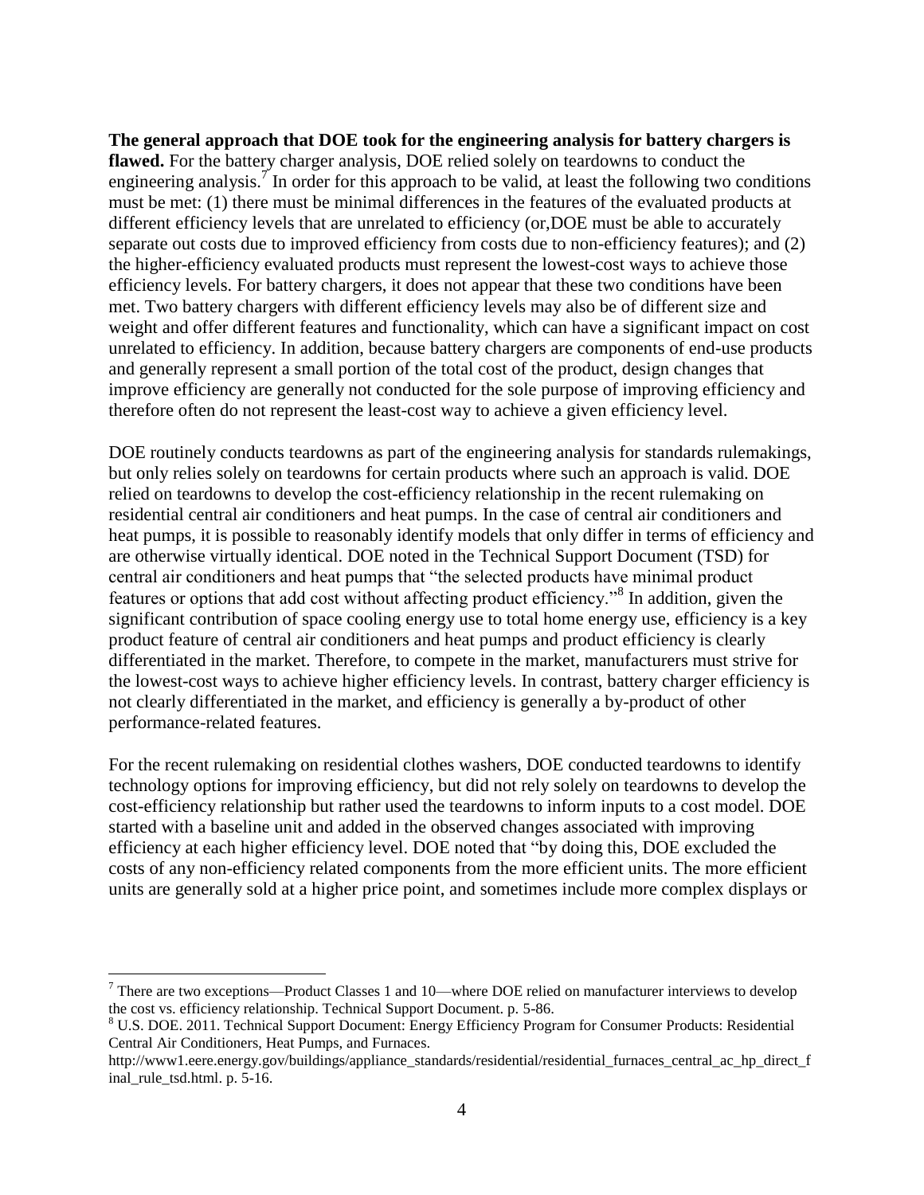**The general approach that DOE took for the engineering analysis for battery chargers is flawed.** For the battery charger analysis, DOE relied solely on teardowns to conduct the engineering analysis.[7] In order for this approach to be valid, at least the following two conditions must be met: (1) there must be minimal differences in the features of the evaluated products at different efficiency levels that are unrelated to efficiency (or,DOE must be able to accurately separate out costs due to improved efficiency from costs due to non-efficiency features); and (2) the higher-efficiency evaluated products must represent the lowest-cost ways to achieve those efficiency levels. For battery chargers, it does not appear that these two conditions have been met. Two battery chargers with different efficiency levels may also be of different size and weight and offer different features and functionality, which can have a significant impact on cost unrelated to efficiency. In addition, because battery chargers are components of end-use products and generally represent a small portion of the total cost of the product, design changes that improve efficiency are generally not conducted for the sole purpose of improving efficiency and therefore often do not represent the least-cost way to achieve a given efficiency level.

DOE routinely conducts teardowns as part of the engineering analysis for standards rulemakings, but only relies solely on teardowns for certain products where such an approach is valid. DOE relied on teardowns to develop the cost-efficiency relationship in the recent rulemaking on residential central air conditioners and heat pumps. In the case of central air conditioners and heat pumps, it is possible to reasonably identify models that only differ in terms of efficiency and are otherwise virtually identical. DOE noted in the Technical Support Document (TSD) for central air conditioners and heat pumps that "the selected products have minimal product features or options that add cost without affecting product efficiency."[8] In addition, given the significant contribution of space cooling energy use to total home energy use, efficiency is a key product feature of central air conditioners and heat pumps and product efficiency is clearly differentiated in the market. Therefore, to compete in the market, manufacturers must strive for the lowest-cost ways to achieve higher efficiency levels. In contrast, battery charger efficiency is not clearly differentiated in the market, and efficiency is generally a by-product of other performance-related features.

For the recent rulemaking on residential clothes washers, DOE conducted teardowns to identify technology options for improving efficiency, but did not rely solely on teardowns to develop the cost-efficiency relationship but rather used the teardowns to inform inputs to a cost model. DOE started with a baseline unit and added in the observed changes associated with improving efficiency at each higher efficiency level. DOE noted that "by doing this, DOE excluded the costs of any non-efficiency related components from the more efficient units. The more efficient units are generally sold at a higher price point, and sometimes include more complex displays or

---

[7] There are two exceptions—Product Classes 1 and 10—where DOE relied on manufacturer interviews to develop the cost vs. efficiency relationship. Technical Support Document. p. 5-86.

[8] U.S. DOE. 2011. Technical Support Document: Energy Efficiency Program for Consumer Products: Residential Central Air Conditioners, Heat Pumps, and Furnaces. http://www1.eere.energy.gov/buildings/appliance_standards/residential/residential_furnaces_central_ac_hp_direct_final_rule_tsd.html. p. 5-16.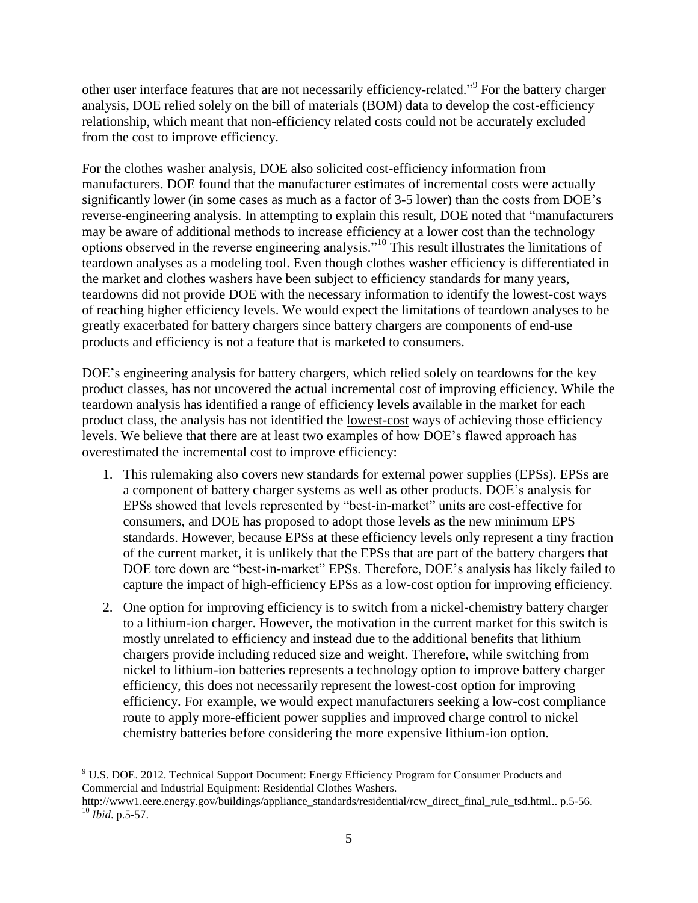other user interface features that are not necessarily efficiency-related."[9] For the battery charger analysis, DOE relied solely on the bill of materials (BOM) data to develop the cost-efficiency relationship, which meant that non-efficiency related costs could not be accurately excluded from the cost to improve efficiency.

For the clothes washer analysis, DOE also solicited cost-efficiency information from manufacturers. DOE found that the manufacturer estimates of incremental costs were actually significantly lower (in some cases as much as a factor of 3-5 lower) than the costs from DOE's reverse-engineering analysis. In attempting to explain this result, DOE noted that "manufacturers may be aware of additional methods to increase efficiency at a lower cost than the technology options observed in the reverse engineering analysis."[10] This result illustrates the limitations of teardown analyses as a modeling tool. Even though clothes washer efficiency is differentiated in the market and clothes washers have been subject to efficiency standards for many years, teardowns did not provide DOE with the necessary information to identify the lowest-cost ways of reaching higher efficiency levels. We would expect the limitations of teardown analyses to be greatly exacerbated for battery chargers since battery chargers are components of end-use products and efficiency is not a feature that is marketed to consumers.

DOE's engineering analysis for battery chargers, which relied solely on teardowns for the key product classes, has not uncovered the actual incremental cost of improving efficiency. While the teardown analysis has identified a range of efficiency levels available in the market for each product class, the analysis has not identified the <u>lowest-cost</u> ways of achieving those efficiency levels. We believe that there are at least two examples of how DOE's flawed approach has overestimated the incremental cost to improve efficiency:

1. This rulemaking also covers new standards for external power supplies (EPSs). EPSs are a component of battery charger systems as well as other products. DOE's analysis for EPSs showed that levels represented by "best-in-market" units are cost-effective for consumers, and DOE has proposed to adopt those levels as the new minimum EPS standards. However, because EPSs at these efficiency levels only represent a tiny fraction of the current market, it is unlikely that the EPSs that are part of the battery chargers that DOE tore down are "best-in-market" EPSs. Therefore, DOE's analysis has likely failed to capture the impact of high-efficiency EPSs as a low-cost option for improving efficiency.
2. One option for improving efficiency is to switch from a nickel-chemistry battery charger to a lithium-ion charger. However, the motivation in the current market for this switch is mostly unrelated to efficiency and instead due to the additional benefits that lithium chargers provide including reduced size and weight. Therefore, while switching from nickel to lithium-ion batteries represents a technology option to improve battery charger efficiency, this does not necessarily represent the <u>lowest-cost</u> option for improving efficiency. For example, we would expect manufacturers seeking a low-cost compliance route to apply more-efficient power supplies and improved charge control to nickel chemistry batteries before considering the more expensive lithium-ion option.

---

[9] U.S. DOE. 2012. Technical Support Document: Energy Efficiency Program for Consumer Products and Commercial and Industrial Equipment: Residential Clothes Washers. http://www1.eere.energy.gov/buildings/appliance_standards/residential/rcw_direct_final_rule_tsd.html.. p.5-56.

[10] *Ibid*. p.5-57.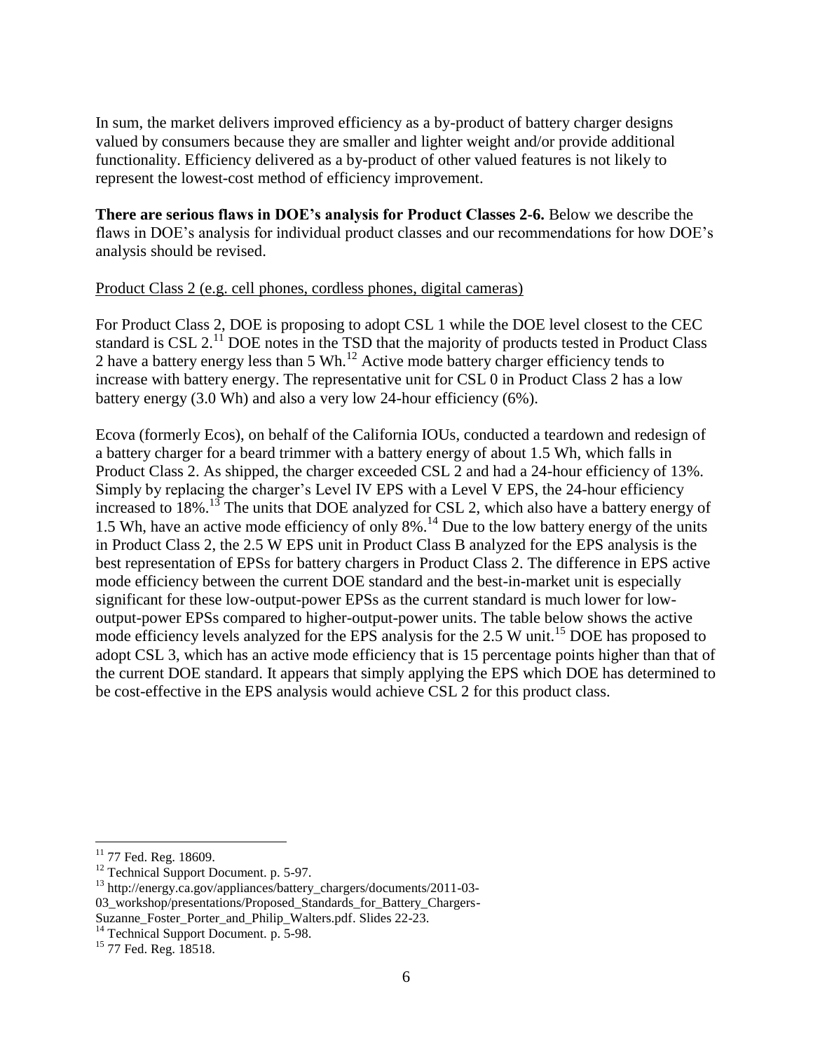In sum, the market delivers improved efficiency as a by-product of battery charger designs valued by consumers because they are smaller and lighter weight and/or provide additional functionality. Efficiency delivered as a by-product of other valued features is not likely to represent the lowest-cost method of efficiency improvement.

**There are serious flaws in DOE's analysis for Product Classes 2-6.** Below we describe the flaws in DOE's analysis for individual product classes and our recommendations for how DOE's analysis should be revised.

Product Class 2 (e.g. cell phones, cordless phones, digital cameras)

For Product Class 2, DOE is proposing to adopt CSL 1 while the DOE level closest to the CEC standard is CSL 2.[11] DOE notes in the TSD that the majority of products tested in Product Class 2 have a battery energy less than 5 Wh.[12] Active mode battery charger efficiency tends to increase with battery energy. The representative unit for CSL 0 in Product Class 2 has a low battery energy (3.0 Wh) and also a very low 24-hour efficiency (6%).

Ecova (formerly Ecos), on behalf of the California IOUs, conducted a teardown and redesign of a battery charger for a beard trimmer with a battery energy of about 1.5 Wh, which falls in Product Class 2. As shipped, the charger exceeded CSL 2 and had a 24-hour efficiency of 13%. Simply by replacing the charger's Level IV EPS with a Level V EPS, the 24-hour efficiency increased to 18%.[13] The units that DOE analyzed for CSL 2, which also have a battery energy of 1.5 Wh, have an active mode efficiency of only 8%.[14] Due to the low battery energy of the units in Product Class 2, the 2.5 W EPS unit in Product Class B analyzed for the EPS analysis is the best representation of EPSs for battery chargers in Product Class 2. The difference in EPS active mode efficiency between the current DOE standard and the best-in-market unit is especially significant for these low-output-power EPSs as the current standard is much lower for low-output-power EPSs compared to higher-output-power units. The table below shows the active mode efficiency levels analyzed for the EPS analysis for the 2.5 W unit.[15] DOE has proposed to adopt CSL 3, which has an active mode efficiency that is 15 percentage points higher than that of the current DOE standard. It appears that simply applying the EPS which DOE has determined to be cost-effective in the EPS analysis would achieve CSL 2 for this product class.

---

[11] 77 Fed. Reg. 18609.

[12] Technical Support Document. p. 5-97.

[13] http://energy.ca.gov/appliances/battery_chargers/documents/2011-03-03_workshop/presentations/Proposed_Standards_for_Battery_Chargers-Suzanne_Foster_Porter_and_Philip_Walters.pdf. Slides 22-23.

[14] Technical Support Document. p. 5-98.

[15] 77 Fed. Reg. 18518.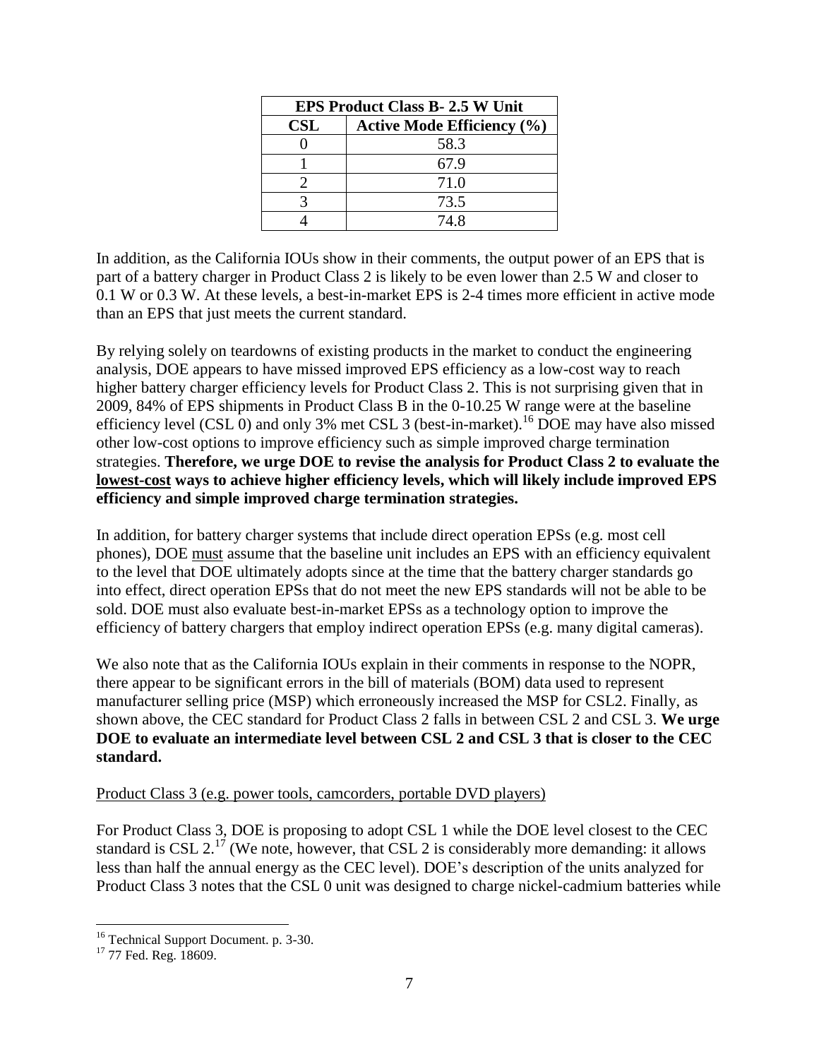| EPS Product Class B- 2.5 W Unit | |
|---|---|
| CSL | Active Mode Efficiency (%) |
| 0 | 58.3 |
| 1 | 67.9 |
| 2 | 71.0 |
| 3 | 73.5 |
| 4 | 74.8 |

In addition, as the California IOUs show in their comments, the output power of an EPS that is part of a battery charger in Product Class 2 is likely to be even lower than 2.5 W and closer to 0.1 W or 0.3 W. At these levels, a best-in-market EPS is 2-4 times more efficient in active mode than an EPS that just meets the current standard.

By relying solely on teardowns of existing products in the market to conduct the engineering analysis, DOE appears to have missed improved EPS efficiency as a low-cost way to reach higher battery charger efficiency levels for Product Class 2. This is not surprising given that in 2009, 84% of EPS shipments in Product Class B in the 0-10.25 W range were at the baseline efficiency level (CSL 0) and only 3% met CSL 3 (best-in-market).[16] DOE may have also missed other low-cost options to improve efficiency such as simple improved charge termination strategies. **Therefore, we urge DOE to revise the analysis for Product Class 2 to evaluate the <u>lowest-cost</u> ways to achieve higher efficiency levels, which will likely include improved EPS efficiency and simple improved charge termination strategies.**

In addition, for battery charger systems that include direct operation EPSs (e.g. most cell phones), DOE <u>must</u> assume that the baseline unit includes an EPS with an efficiency equivalent to the level that DOE ultimately adopts since at the time that the battery charger standards go into effect, direct operation EPSs that do not meet the new EPS standards will not be able to be sold. DOE must also evaluate best-in-market EPSs as a technology option to improve the efficiency of battery chargers that employ indirect operation EPSs (e.g. many digital cameras).

We also note that as the California IOUs explain in their comments in response to the NOPR, there appear to be significant errors in the bill of materials (BOM) data used to represent manufacturer selling price (MSP) which erroneously increased the MSP for CSL2. Finally, as shown above, the CEC standard for Product Class 2 falls in between CSL 2 and CSL 3. **We urge DOE to evaluate an intermediate level between CSL 2 and CSL 3 that is closer to the CEC standard.**

<u>Product Class 3 (e.g. power tools, camcorders, portable DVD players)</u>

For Product Class 3, DOE is proposing to adopt CSL 1 while the DOE level closest to the CEC standard is CSL 2.[17] (We note, however, that CSL 2 is considerably more demanding: it allows less than half the annual energy as the CEC level). DOE's description of the units analyzed for Product Class 3 notes that the CSL 0 unit was designed to charge nickel-cadmium batteries while

[16] Technical Support Document. p. 3-30.

[17] 77 Fed. Reg. 18609.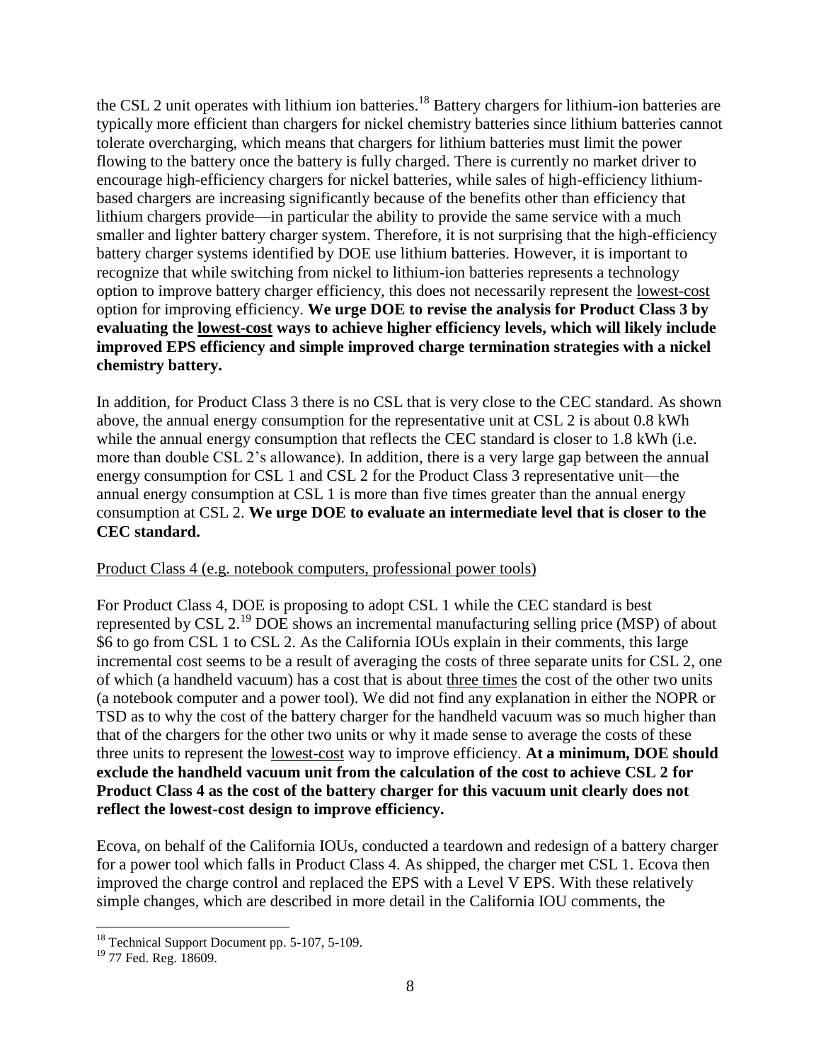the CSL 2 unit operates with lithium ion batteries.[18] Battery chargers for lithium-ion batteries are typically more efficient than chargers for nickel chemistry batteries since lithium batteries cannot tolerate overcharging, which means that chargers for lithium batteries must limit the power flowing to the battery once the battery is fully charged. There is currently no market driver to encourage high-efficiency chargers for nickel batteries, while sales of high-efficiency lithium-based chargers are increasing significantly because of the benefits other than efficiency that lithium chargers provide—in particular the ability to provide the same service with a much smaller and lighter battery charger system. Therefore, it is not surprising that the high-efficiency battery charger systems identified by DOE use lithium batteries. However, it is important to recognize that while switching from nickel to lithium-ion batteries represents a technology option to improve battery charger efficiency, this does not necessarily represent the <u>lowest-cost</u> option for improving efficiency. **We urge DOE to revise the analysis for Product Class 3 by evaluating the <u>lowest-cost</u> ways to achieve higher efficiency levels, which will likely include improved EPS efficiency and simple improved charge termination strategies with a nickel chemistry battery.**

In addition, for Product Class 3 there is no CSL that is very close to the CEC standard. As shown above, the annual energy consumption for the representative unit at CSL 2 is about 0.8 kWh while the annual energy consumption that reflects the CEC standard is closer to 1.8 kWh (i.e. more than double CSL 2's allowance). In addition, there is a very large gap between the annual energy consumption for CSL 1 and CSL 2 for the Product Class 3 representative unit—the annual energy consumption at CSL 1 is more than five times greater than the annual energy consumption at CSL 2. **We urge DOE to evaluate an intermediate level that is closer to the CEC standard.**

<u>Product Class 4 (e.g. notebook computers, professional power tools)</u>

For Product Class 4, DOE is proposing to adopt CSL 1 while the CEC standard is best represented by CSL 2.[19] DOE shows an incremental manufacturing selling price (MSP) of about $6 to go from CSL 1 to CSL 2. As the California IOUs explain in their comments, this large incremental cost seems to be a result of averaging the costs of three separate units for CSL 2, one of which (a handheld vacuum) has a cost that is about <u>three times</u> the cost of the other two units (a notebook computer and a power tool). We did not find any explanation in either the NOPR or TSD as to why the cost of the battery charger for the handheld vacuum was so much higher than that of the chargers for the other two units or why it made sense to average the costs of these three units to represent the <u>lowest-cost</u> way to improve efficiency. **At a minimum, DOE should exclude the handheld vacuum unit from the calculation of the cost to achieve CSL 2 for Product Class 4 as the cost of the battery charger for this vacuum unit clearly does not reflect the lowest-cost design to improve efficiency.**

Ecova, on behalf of the California IOUs, conducted a teardown and redesign of a battery charger for a power tool which falls in Product Class 4. As shipped, the charger met CSL 1. Ecova then improved the charge control and replaced the EPS with a Level V EPS. With these relatively simple changes, which are described in more detail in the California IOU comments, the

---

[18] Technical Support Document pp. 5-107, 5-109.

[19] 77 Fed. Reg. 18609.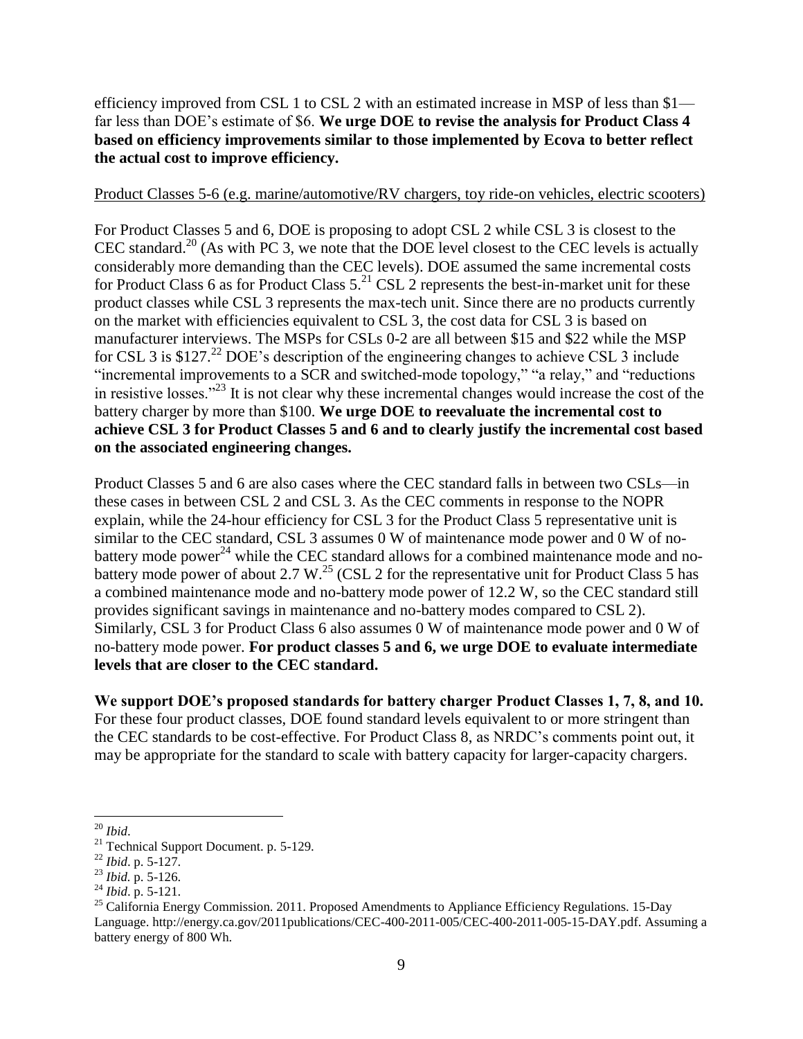efficiency improved from CSL 1 to CSL 2 with an estimated increase in MSP of less than $1—far less than DOE's estimate of $6. **We urge DOE to revise the analysis for Product Class 4 based on efficiency improvements similar to those implemented by Ecova to better reflect the actual cost to improve efficiency.**

<u>Product Classes 5-6 (e.g. marine/automotive/RV chargers, toy ride-on vehicles, electric scooters)</u>

For Product Classes 5 and 6, DOE is proposing to adopt CSL 2 while CSL 3 is closest to the CEC standard.[20] (As with PC 3, we note that the DOE level closest to the CEC levels is actually considerably more demanding than the CEC levels). DOE assumed the same incremental costs for Product Class 6 as for Product Class 5.[21] CSL 2 represents the best-in-market unit for these product classes while CSL 3 represents the max-tech unit. Since there are no products currently on the market with efficiencies equivalent to CSL 3, the cost data for CSL 3 is based on manufacturer interviews. The MSPs for CSLs 0-2 are all between $15 and $22 while the MSP for CSL 3 is $127.[22] DOE's description of the engineering changes to achieve CSL 3 include "incremental improvements to a SCR and switched-mode topology," "a relay," and "reductions in resistive losses."[23] It is not clear why these incremental changes would increase the cost of the battery charger by more than $100. **We urge DOE to reevaluate the incremental cost to achieve CSL 3 for Product Classes 5 and 6 and to clearly justify the incremental cost based on the associated engineering changes.**

Product Classes 5 and 6 are also cases where the CEC standard falls in between two CSLs—in these cases in between CSL 2 and CSL 3. As the CEC comments in response to the NOPR explain, while the 24-hour efficiency for CSL 3 for the Product Class 5 representative unit is similar to the CEC standard, CSL 3 assumes 0 W of maintenance mode power and 0 W of no-battery mode power[24] while the CEC standard allows for a combined maintenance mode and no-battery mode power of about 2.7 W.[25] (CSL 2 for the representative unit for Product Class 5 has a combined maintenance mode and no-battery mode power of 12.2 W, so the CEC standard still provides significant savings in maintenance and no-battery modes compared to CSL 2). Similarly, CSL 3 for Product Class 6 also assumes 0 W of maintenance mode power and 0 W of no-battery mode power. **For product classes 5 and 6, we urge DOE to evaluate intermediate levels that are closer to the CEC standard.**

**We support DOE's proposed standards for battery charger Product Classes 1, 7, 8, and 10.** For these four product classes, DOE found standard levels equivalent to or more stringent than the CEC standards to be cost-effective. For Product Class 8, as NRDC's comments point out, it may be appropriate for the standard to scale with battery capacity for larger-capacity chargers.

---

[20] *Ibid*.

[21] Technical Support Document. p. 5-129.

[22] *Ibid*. p. 5-127.

[23] *Ibid.* p. 5-126.

[24] *Ibid*. p. 5-121.

[25] California Energy Commission. 2011. Proposed Amendments to Appliance Efficiency Regulations. 15-Day Language. http://energy.ca.gov/2011publications/CEC-400-2011-005/CEC-400-2011-005-15-DAY.pdf. Assuming a battery energy of 800 Wh.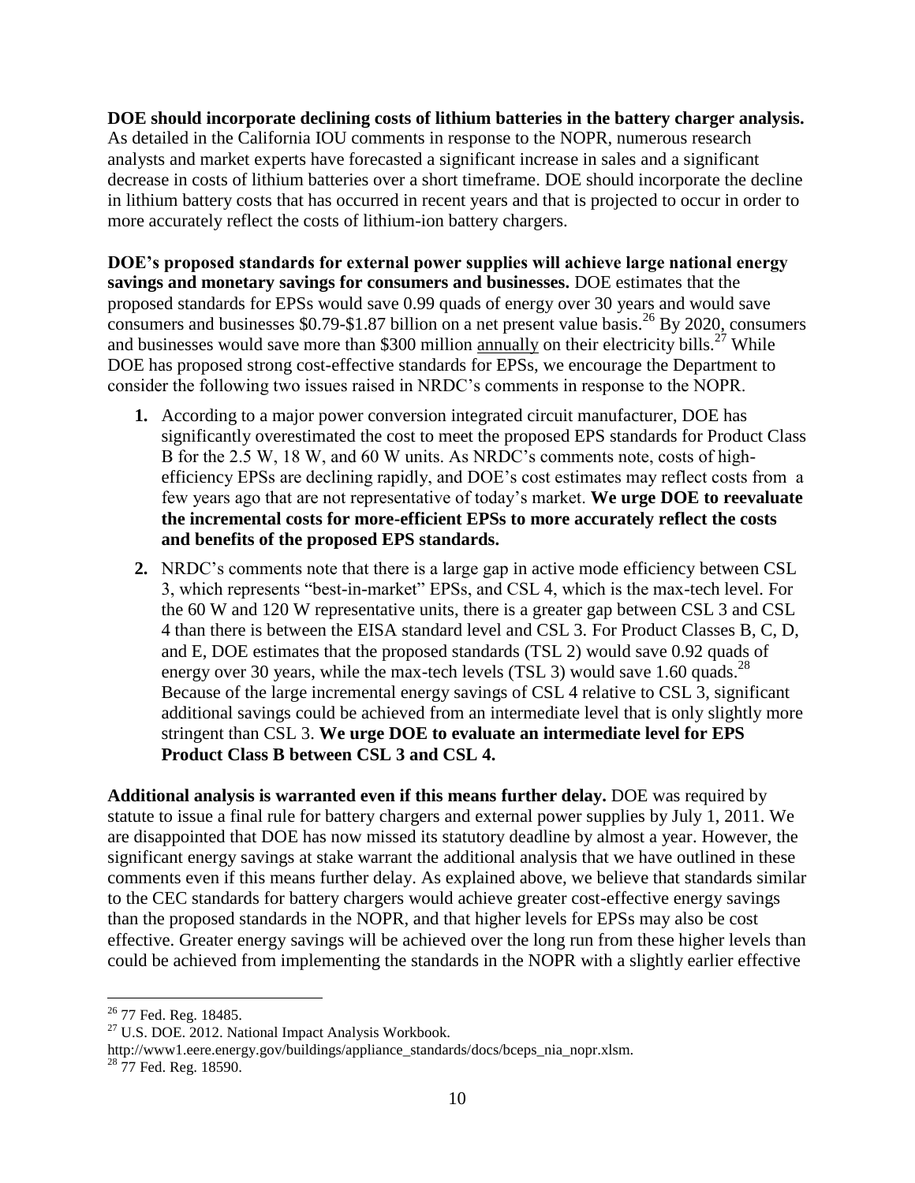**DOE should incorporate declining costs of lithium batteries in the battery charger analysis.** As detailed in the California IOU comments in response to the NOPR, numerous research analysts and market experts have forecasted a significant increase in sales and a significant decrease in costs of lithium batteries over a short timeframe. DOE should incorporate the decline in lithium battery costs that has occurred in recent years and that is projected to occur in order to more accurately reflect the costs of lithium-ion battery chargers.

**DOE's proposed standards for external power supplies will achieve large national energy savings and monetary savings for consumers and businesses.** DOE estimates that the proposed standards for EPSs would save 0.99 quads of energy over 30 years and would save consumers and businesses \$0.79-\$1.87 billion on a net present value basis.[26] By 2020, consumers and businesses would save more than \$300 million annually on their electricity bills.[27] While DOE has proposed strong cost-effective standards for EPSs, we encourage the Department to consider the following two issues raised in NRDC's comments in response to the NOPR.

1. According to a major power conversion integrated circuit manufacturer, DOE has significantly overestimated the cost to meet the proposed EPS standards for Product Class B for the 2.5 W, 18 W, and 60 W units. As NRDC's comments note, costs of high-efficiency EPSs are declining rapidly, and DOE's cost estimates may reflect costs from a few years ago that are not representative of today's market. **We urge DOE to reevaluate the incremental costs for more-efficient EPSs to more accurately reflect the costs and benefits of the proposed EPS standards.**
2. NRDC's comments note that there is a large gap in active mode efficiency between CSL 3, which represents "best-in-market" EPSs, and CSL 4, which is the max-tech level. For the 60 W and 120 W representative units, there is a greater gap between CSL 3 and CSL 4 than there is between the EISA standard level and CSL 3. For Product Classes B, C, D, and E, DOE estimates that the proposed standards (TSL 2) would save 0.92 quads of energy over 30 years, while the max-tech levels (TSL 3) would save 1.60 quads.[28] Because of the large incremental energy savings of CSL 4 relative to CSL 3, significant additional savings could be achieved from an intermediate level that is only slightly more stringent than CSL 3. **We urge DOE to evaluate an intermediate level for EPS Product Class B between CSL 3 and CSL 4.**

**Additional analysis is warranted even if this means further delay.** DOE was required by statute to issue a final rule for battery chargers and external power supplies by July 1, 2011. We are disappointed that DOE has now missed its statutory deadline by almost a year. However, the significant energy savings at stake warrant the additional analysis that we have outlined in these comments even if this means further delay. As explained above, we believe that standards similar to the CEC standards for battery chargers would achieve greater cost-effective energy savings than the proposed standards in the NOPR, and that higher levels for EPSs may also be cost effective. Greater energy savings will be achieved over the long run from these higher levels than could be achieved from implementing the standards in the NOPR with a slightly earlier effective

---

[26] 77 Fed. Reg. 18485.

[27] U.S. DOE. 2012. National Impact Analysis Workbook. http://www1.eere.energy.gov/buildings/appliance_standards/docs/bceps_nia_nopr.xlsm.

[28] 77 Fed. Reg. 18590.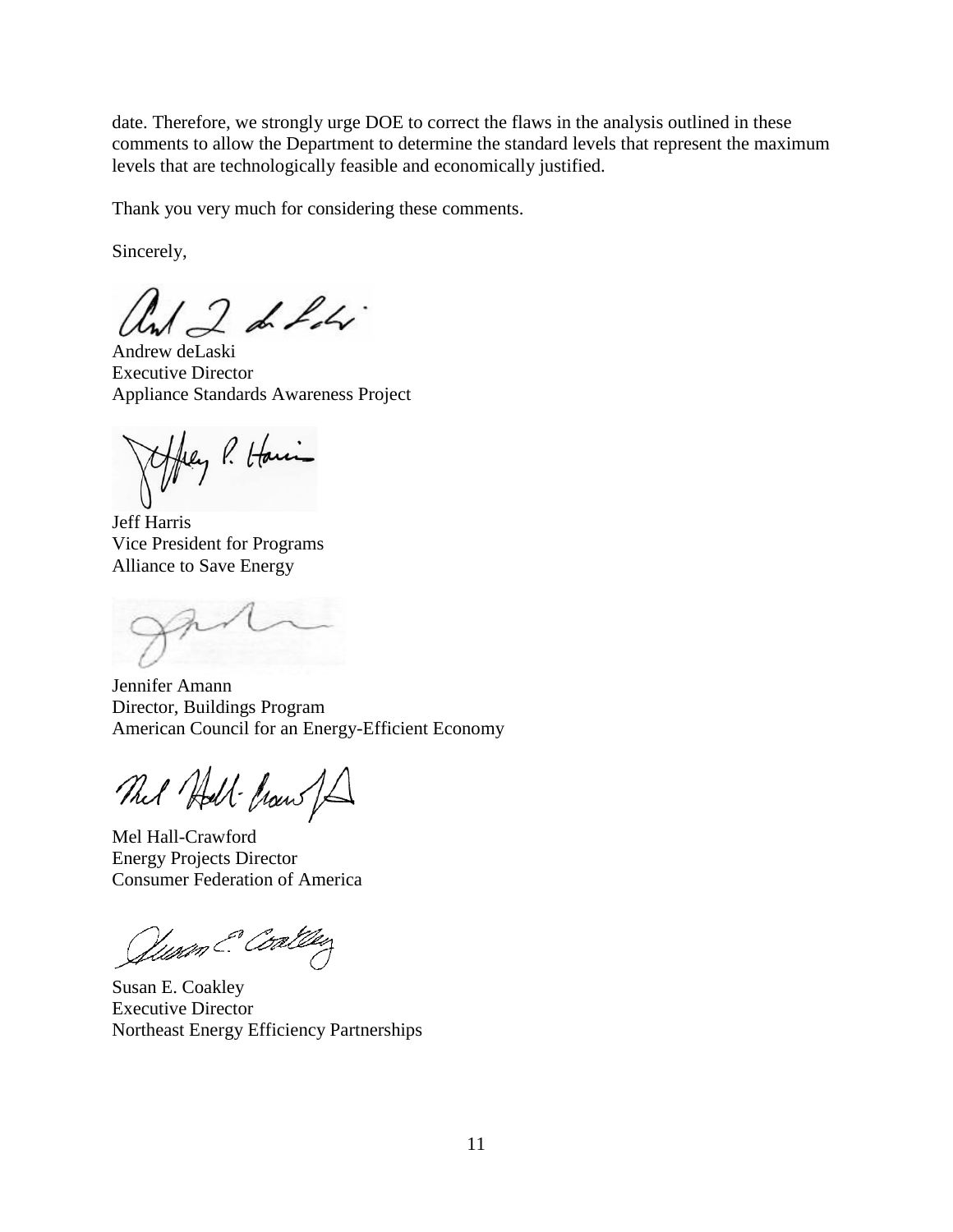date. Therefore, we strongly urge DOE to correct the flaws in the analysis outlined in these comments to allow the Department to determine the standard levels that represent the maximum levels that are technologically feasible and economically justified.

Thank you very much for considering these comments.

Sincerely,

Andrew deLaski
Executive Director
Appliance Standards Awareness Project

Jeff Harris
Vice President for Programs
Alliance to Save Energy

Jennifer Amann
Director, Buildings Program
American Council for an Energy-Efficient Economy

Mel Hall-Crawford
Energy Projects Director
Consumer Federation of America

Susan E. Coakley
Executive Director
Northeast Energy Efficiency Partnerships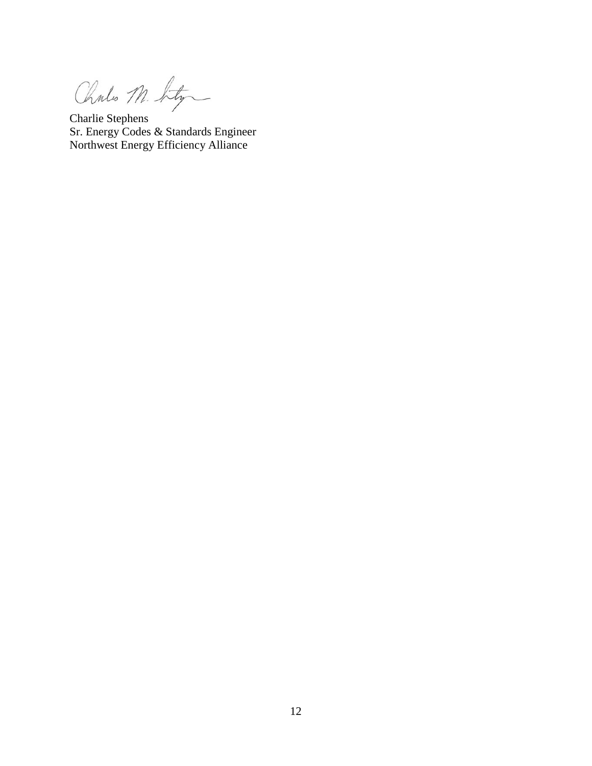Charlie Stephens  
Sr. Energy Codes & Standards Engineer  
Northwest Energy Efficiency Alliance